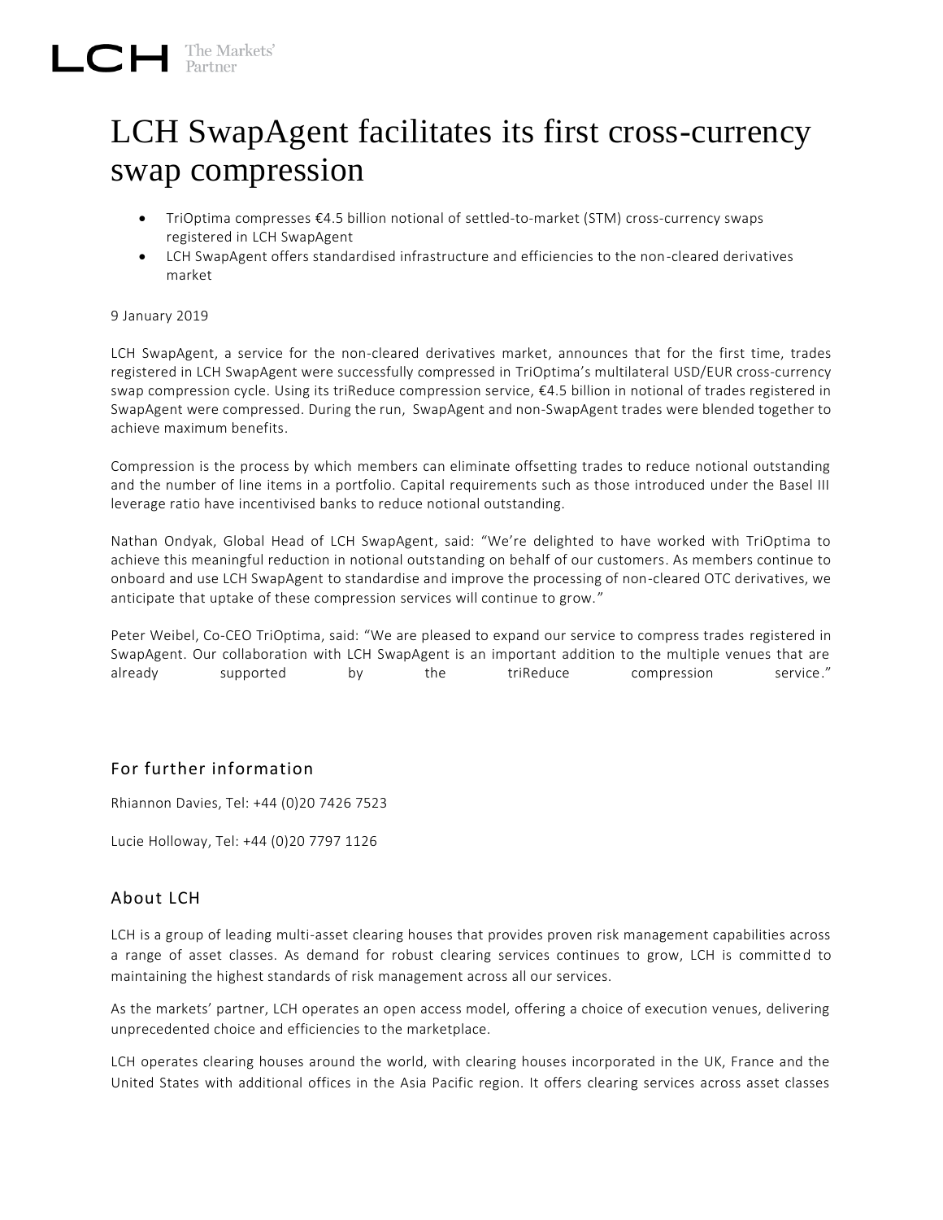LCH The Markets' Partner

# LCH SwapAgent facilitates its first cross-currency swap compression

- TriOptima compresses €4.5 billion notional of settled-to-market (STM) cross-currency swaps registered in LCH SwapAgent
- LCH SwapAgent offers standardised infrastructure and efficiencies to the non-cleared derivatives market

9 January 2019

LCH SwapAgent, a service for the non-cleared derivatives market, announces that for the first time, trades registered in LCH SwapAgent were successfully compressed in TriOptima's multilateral USD/EUR cross-currency swap compression cycle. Using its triReduce compression service, €4.5 billion in notional of trades registered in SwapAgent were compressed. During the run, SwapAgent and non-SwapAgent trades were blended together to achieve maximum benefits.

Compression is the process by which members can eliminate offsetting trades to reduce notional outstanding and the number of line items in a portfolio. Capital requirements such as those introduced under the Basel III leverage ratio have incentivised banks to reduce notional outstanding.

Nathan Ondyak, Global Head of LCH SwapAgent, said: "We're delighted to have worked with TriOptima to achieve this meaningful reduction in notional outstanding on behalf of our customers. As members continue to onboard and use LCH SwapAgent to standardise and improve the processing of non-cleared OTC derivatives, we anticipate that uptake of these compression services will continue to grow."

Peter Weibel, Co-CEO TriOptima, said: "We are pleased to expand our service to compress trades registered in SwapAgent. Our collaboration with LCH SwapAgent is an important addition to the multiple venues that are already supported by the triReduce compression service."

## For further information

Rhiannon Davies, Tel: +44 (0)20 7426 7523

Lucie Holloway, Tel: +44 (0)20 7797 1126

## About LCH

LCH is a group of leading multi-asset clearing houses that provides proven risk management capabilities across a range of asset classes. As demand for robust clearing services continues to grow, LCH is committed to maintaining the highest standards of risk management across all our services.

As the markets' partner, LCH operates an open access model, offering a choice of execution venues, delivering unprecedented choice and efficiencies to the marketplace.

LCH operates clearing houses around the world, with clearing houses incorporated in the UK, France and the United States with additional offices in the Asia Pacific region. It offers clearing services across asset classes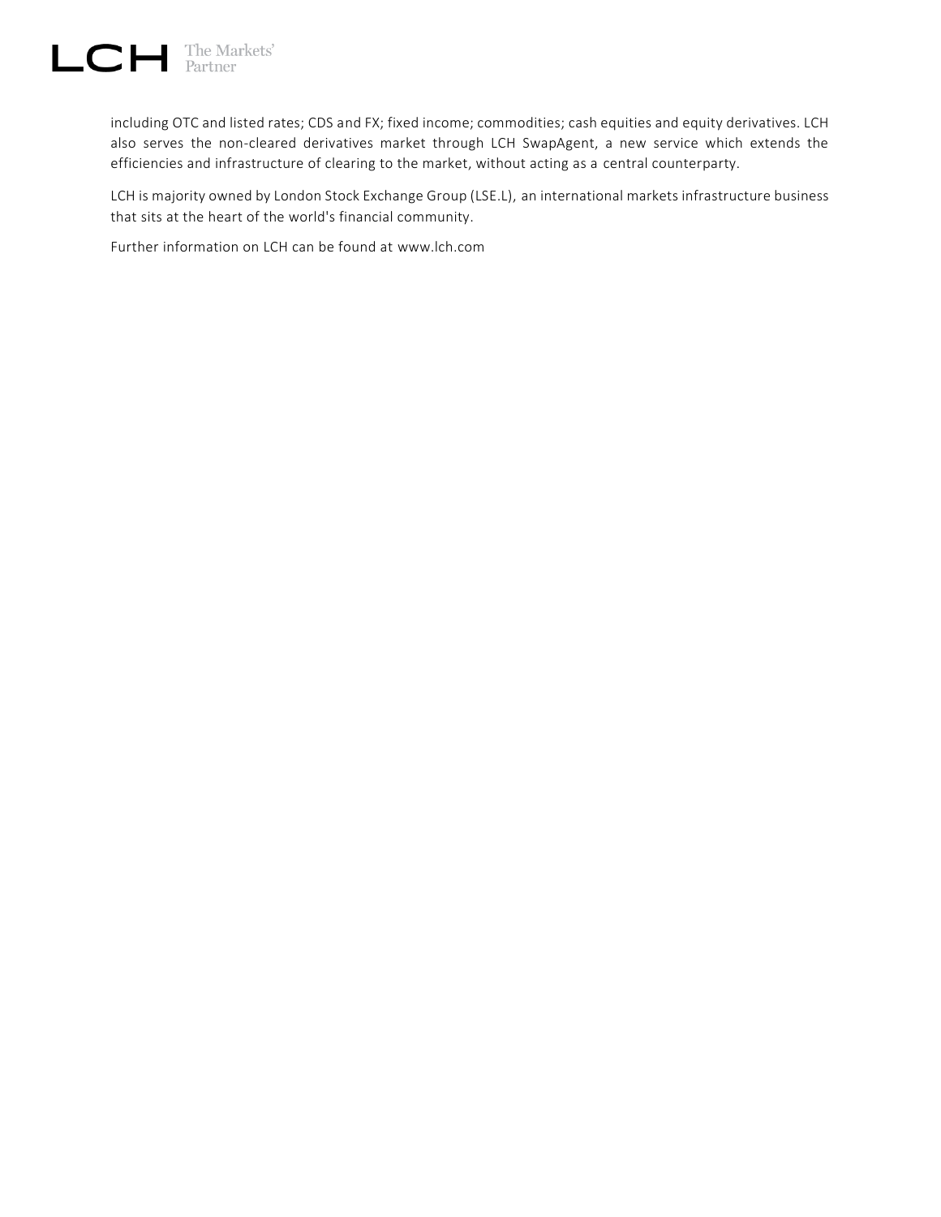including OTC and listed rates; CDS and FX; fixed income; commodities; cash equities and equity derivatives. LCH also serves the non-cleared derivatives market through LCH SwapAgent, a new service which extends the efficiencies and infrastructure of clearing to the market, without acting as a central counterparty.

LCH is majority owned by London Stock Exchange Group (LSE.L), an international markets infrastructure business that sits at the heart of the world's financial community.

Further information on LCH can be found at www.lch.com